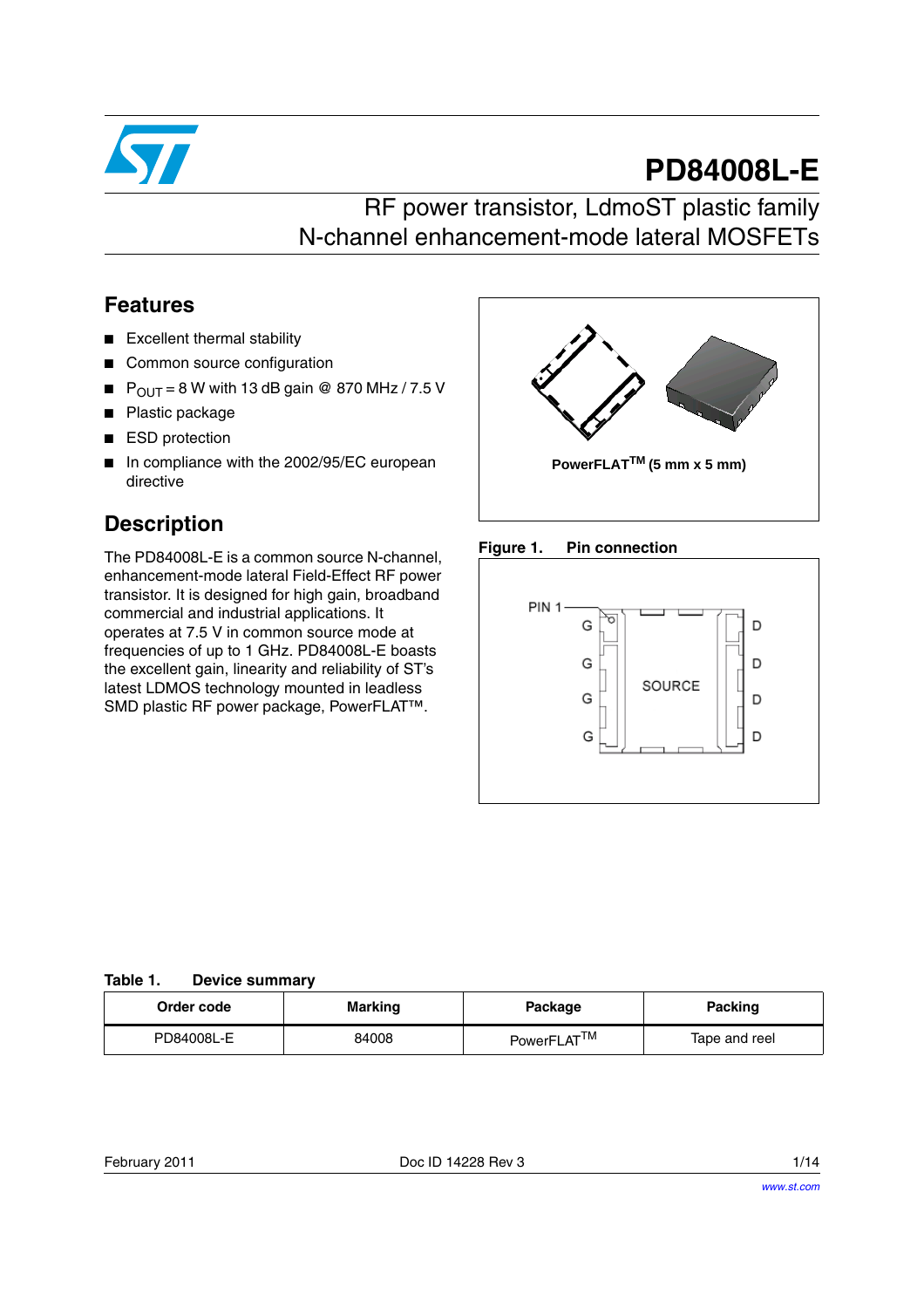# PD84008L-E

## RF power transistor, LdmoST plastic family
## N-channel enhancement-mode lateral MOSFETs

## Features

- Excellent thermal stability
- Common source configuration
- $P_{OUT}$ = 8 W with 13 dB gain @ 870 MHz / 7.5 V
- Plastic package
- ESD protection
- In compliance with the 2002/95/EC european directive

**PowerFLAT™ (5 mm x 5 mm)**

## Description

The PD84008L-E is a common source N-channel, enhancement-mode lateral Field-Effect RF power transistor. It is designed for high gain, broadband commercial and industrial applications. It operates at 7.5 V in common source mode at frequencies of up to 1 GHz. PD84008L-E boasts the excellent gain, linearity and reliability of ST's latest LDMOS technology mounted in leadless SMD plastic RF power package, PowerFLAT™.

**Figure 1. Pin connection**

PIN 1, G, G, G, G, SOURCE, D, D, D, D

**Table 1. Device summary**

| Order code | Marking | Package | Packing |
|---|---|---|---|
| PD84008L-E | 84008 | PowerFLAT™ | Tape and reel |

February 2011 Doc ID 14228 Rev 3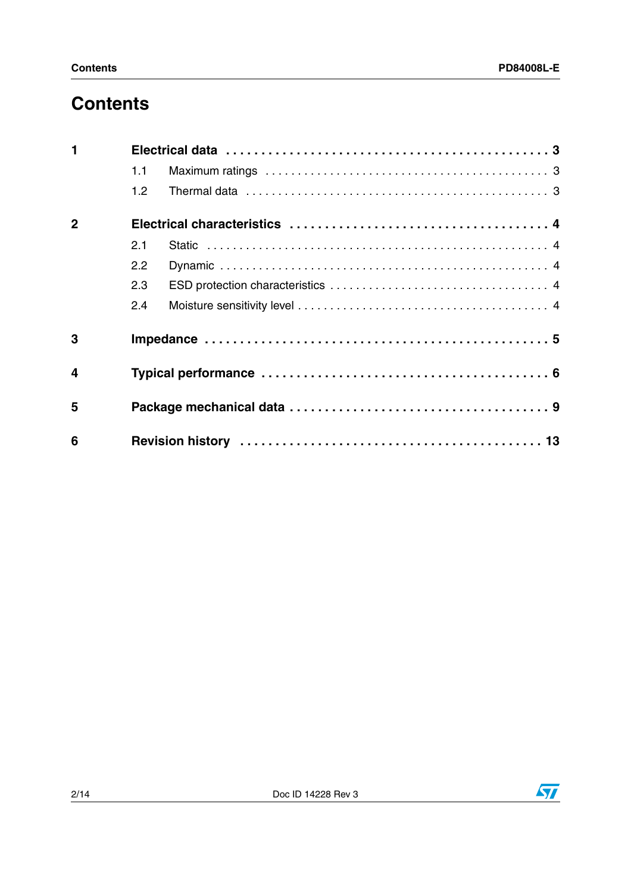# Contents

1 Electrical data . . . . . . . . . . . . . . . . . . . . . . . . . . . . . . . . . . . . . . . . . . . . . 3
- 1.1 Maximum ratings . . . . . . . . . . . . . . . . . . . . . . . . . . . . . . . . . . . . . . . . 3
- 1.2 Thermal data . . . . . . . . . . . . . . . . . . . . . . . . . . . . . . . . . . . . . . . . . . . 3

2 Electrical characteristics . . . . . . . . . . . . . . . . . . . . . . . . . . . . . . . . . . 4
- 2.1 Static . . . . . . . . . . . . . . . . . . . . . . . . . . . . . . . . . . . . . . . . . . . . . . . . . 4
- 2.2 Dynamic . . . . . . . . . . . . . . . . . . . . . . . . . . . . . . . . . . . . . . . . . . . . . . . 4
- 2.3 ESD protection characteristics . . . . . . . . . . . . . . . . . . . . . . . . . . . . . . . 4
- 2.4 Moisture sensitivity level . . . . . . . . . . . . . . . . . . . . . . . . . . . . . . . . . . . 4

3 Impedance . . . . . . . . . . . . . . . . . . . . . . . . . . . . . . . . . . . . . . . . . . . . . . 5

4 Typical performance . . . . . . . . . . . . . . . . . . . . . . . . . . . . . . . . . . . . . . 6

5 Package mechanical data . . . . . . . . . . . . . . . . . . . . . . . . . . . . . . . . . . 9

6 Revision history . . . . . . . . . . . . . . . . . . . . . . . . . . . . . . . . . . . . . . . . . 13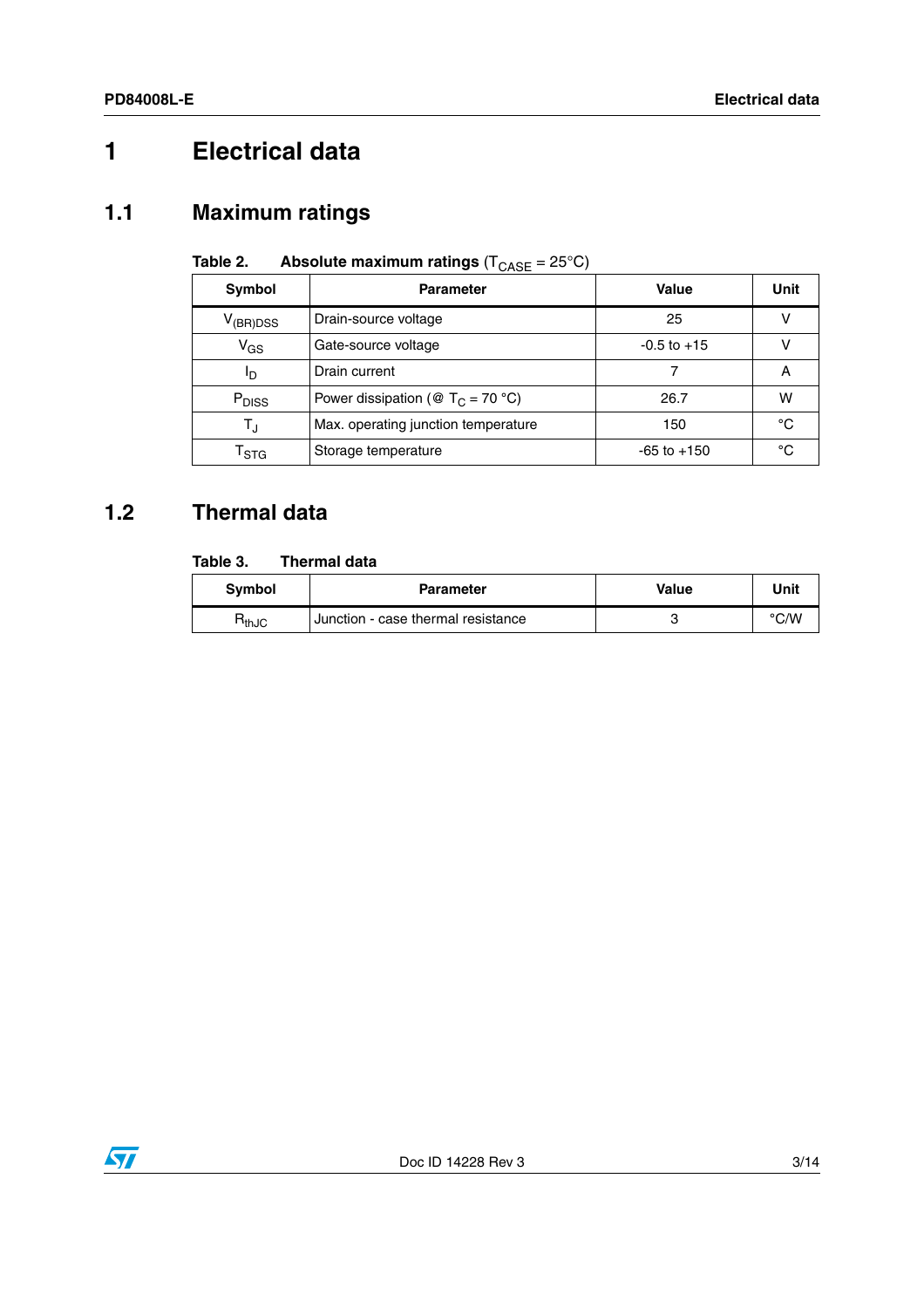# 1 Electrical data

## 1.1 Maximum ratings

**Table 2. Absolute maximum ratings** ($T_{CASE}$ = 25°C)

| Symbol | Parameter | Value | Unit |
|---|---|---|---|
| $V_{(BR)DSS}$ | Drain-source voltage | 25 | V |
| $V_{GS}$ | Gate-source voltage | -0.5 to +15 | V |
| $I_D$ | Drain current | 7 | A |
| $P_{DISS}$ | Power dissipation (@ $T_C$ = 70 °C) | 26.7 | W |
| $T_J$ | Max. operating junction temperature | 150 | °C |
| $T_{STG}$ | Storage temperature | -65 to +150 | °C |

## 1.2 Thermal data

**Table 3. Thermal data**

| Symbol | Parameter | Value | Unit |
|---|---|---|---|
| $R_{thJC}$ | Junction - case thermal resistance | 3 | °C/W |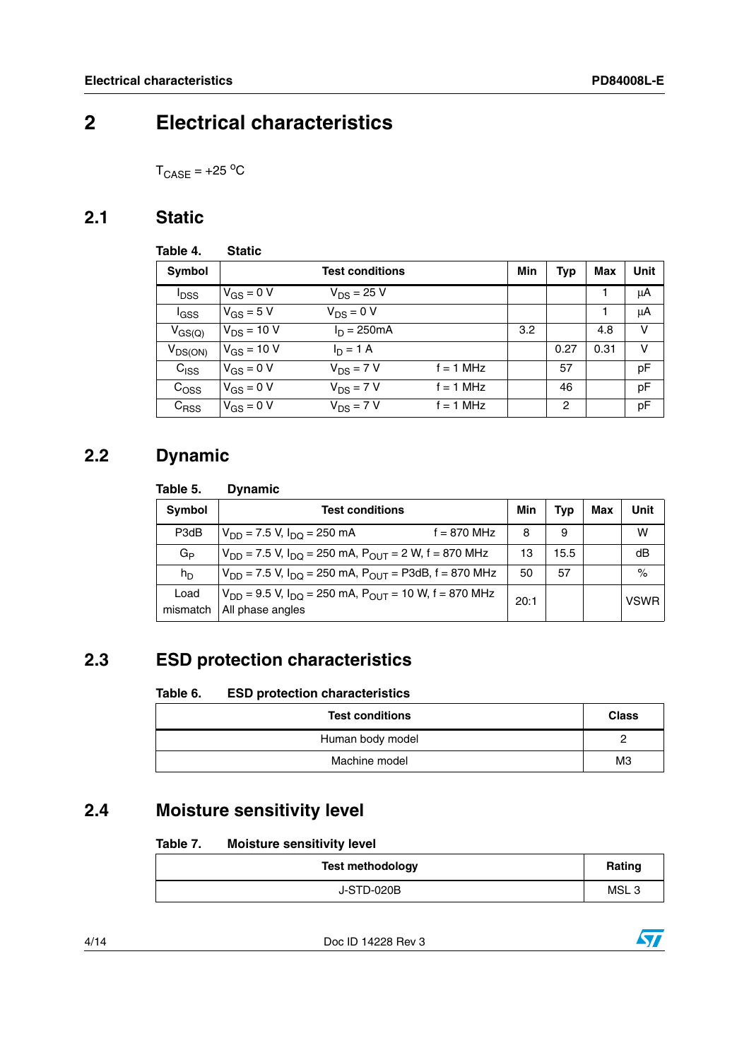# 2 Electrical characteristics

$T_{CASE}$ = +25 °C

## 2.1 Static

**Table 4. Static**

| Symbol | Test conditions | Min | Typ | Max | Unit |
|---|---|---|---|---|---|
| $I_{DSS}$ | $V_{GS}$ = 0 V  $V_{DS}$ = 25 V | | | 1 | µA |
| $I_{GSS}$ | $V_{GS}$ = 5 V  $V_{DS}$ = 0 V | | | 1 | µA |
| $V_{GS(Q)}$ | $V_{DS}$ = 10 V  $I_D$ = 250mA | 3.2 | | 4.8 | V |
| $V_{DS(ON)}$ | $V_{GS}$ = 10 V  $I_D$ = 1 A | | 0.27 | 0.31 | V |
| $C_{ISS}$ | $V_{GS}$ = 0 V  $V_{DS}$ = 7 V  f = 1 MHz | | 57 | | pF |
| $C_{OSS}$ | $V_{GS}$ = 0 V  $V_{DS}$ = 7 V  f = 1 MHz | | 46 | | pF |
| $C_{RSS}$ | $V_{GS}$ = 0 V  $V_{DS}$ = 7 V  f = 1 MHz | | 2 | | pF |

## 2.2 Dynamic

**Table 5. Dynamic**

| Symbol | Test conditions | Min | Typ | Max | Unit |
|---|---|---|---|---|---|
| P3dB | $V_{DD}$ = 7.5 V, $I_{DQ}$ = 250 mA  f = 870 MHz | 8 | 9 | | W |
| $G_P$ | $V_{DD}$ = 7.5 V, $I_{DQ}$ = 250 mA, $P_{OUT}$ = 2 W, f = 870 MHz | 13 | 15.5 | | dB |
| $h_D$ | $V_{DD}$ = 7.5 V, $I_{DQ}$ = 250 mA, $P_{OUT}$ = P3dB, f = 870 MHz | 50 | 57 | | % |
| Load mismatch | $V_{DD}$ = 9.5 V, $I_{DQ}$ = 250 mA, $P_{OUT}$ = 10 W, f = 870 MHz All phase angles | 20:1 | | | VSWR |

## 2.3 ESD protection characteristics

**Table 6. ESD protection characteristics**

| Test conditions | Class |
|---|---|
| Human body model | 2 |
| Machine model | M3 |

## 2.4 Moisture sensitivity level

**Table 7. Moisture sensitivity level**

| Test methodology | Rating |
|---|---|
| J-STD-020B | MSL 3 |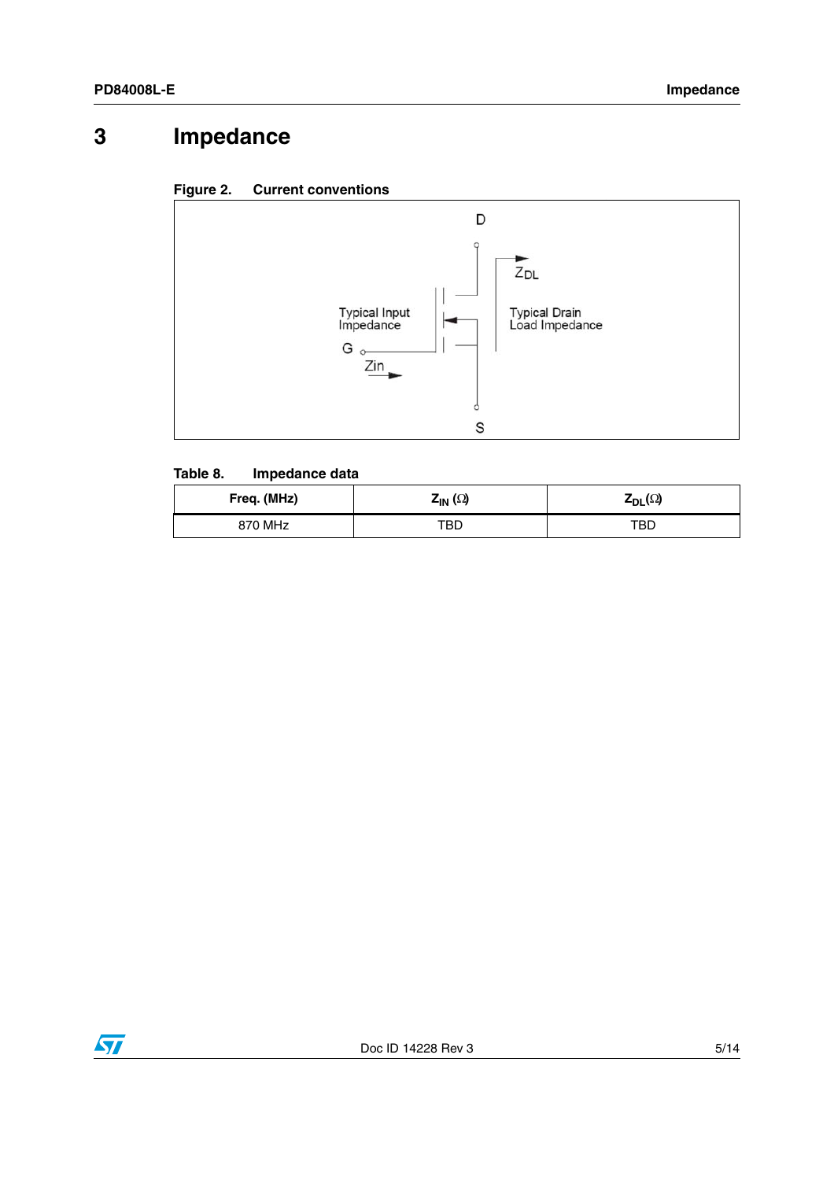# 3 Impedance

Figure 2. Current conventions

Table 8. Impedance data

| Freq. (MHz) | $Z_{IN}$ (Ω) | $Z_{DL}$(Ω) |
|---|---|---|
| 870 MHz | TBD | TBD |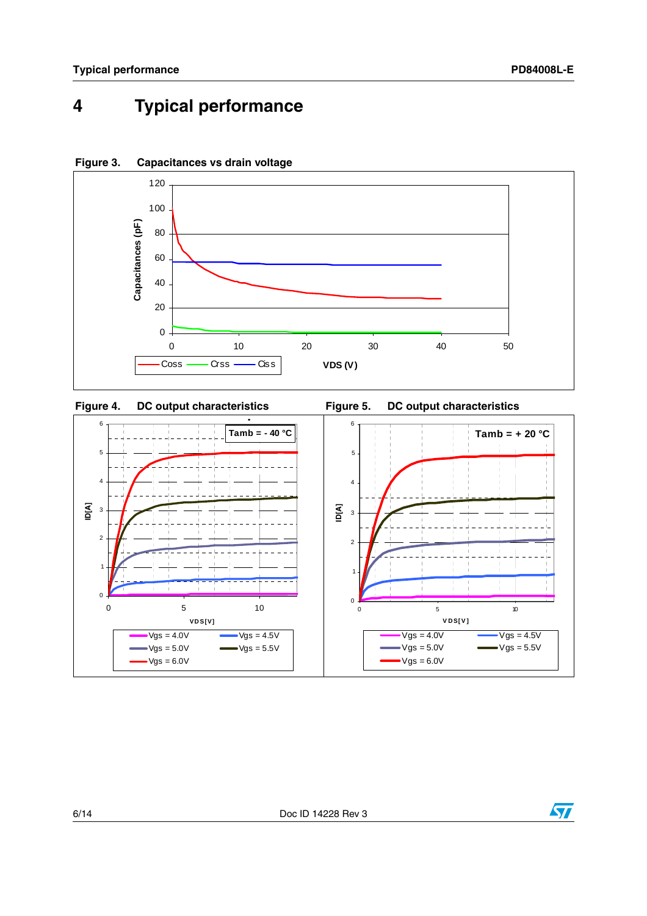# 4 Typical performance

**Figure 3. Capacitances vs drain voltage**

**Figure 4. DC output characteristics**

**Figure 5. DC output characteristics**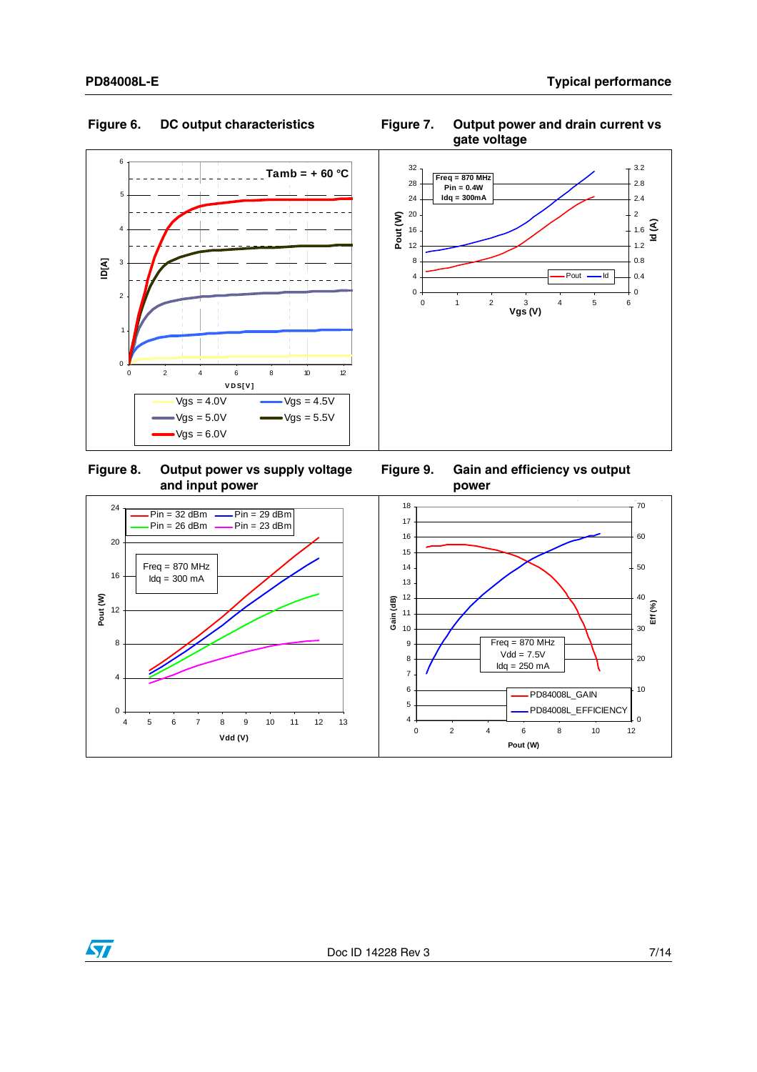Figure 6. DC output characteristics

Figure 7. Output power and drain current vs gate voltage

Figure 8. Output power vs supply voltage and input power

Figure 9. Gain and efficiency vs output power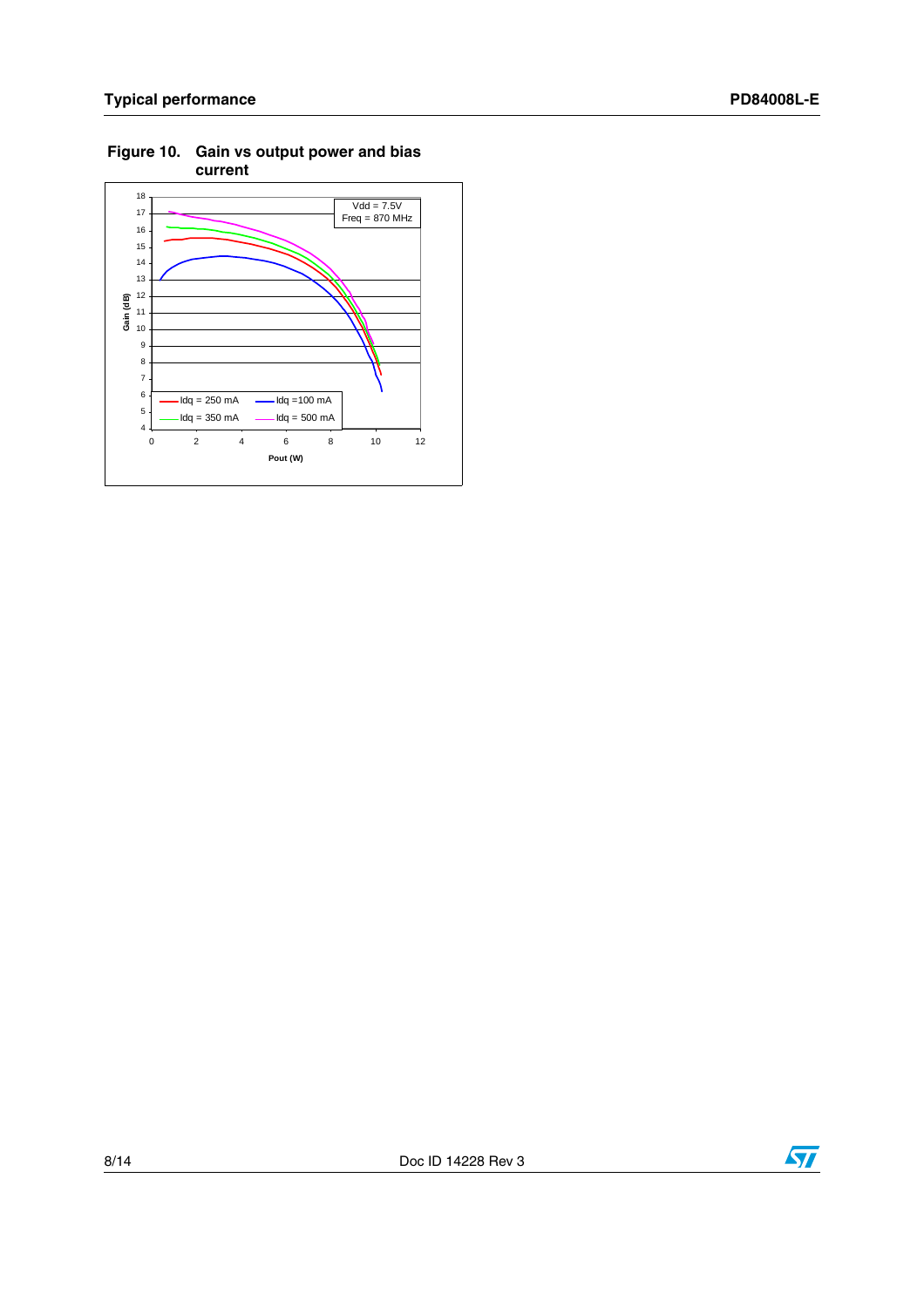**Figure 10. Gain vs output power and bias current**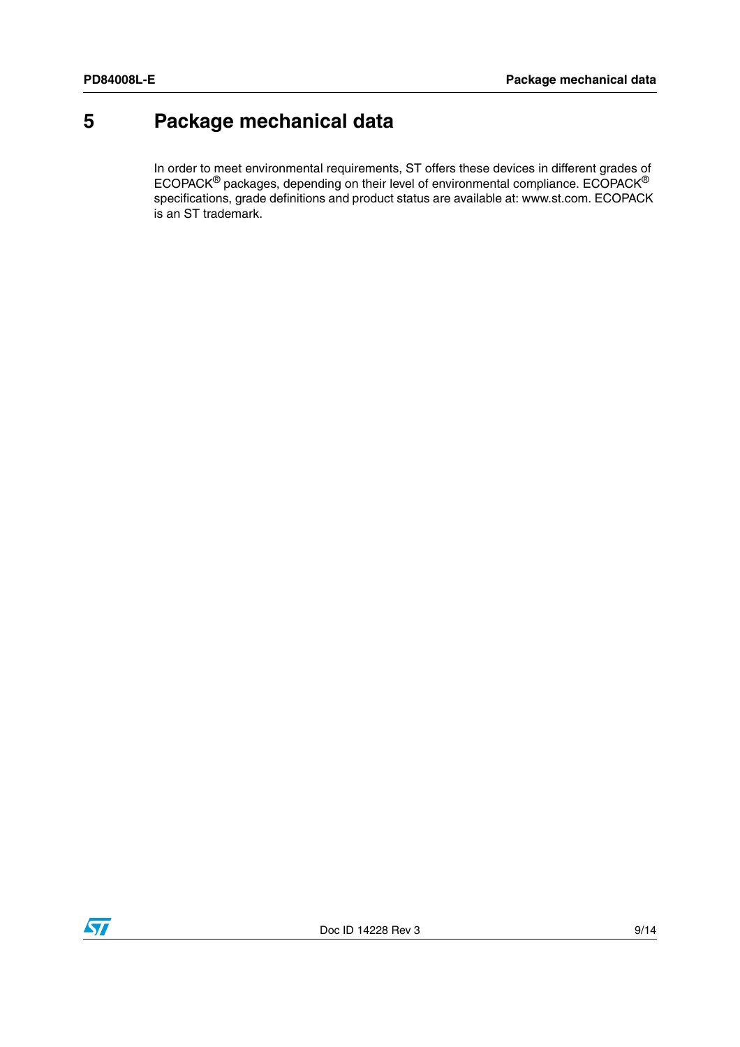# 5 Package mechanical data

In order to meet environmental requirements, ST offers these devices in different grades of ECOPACK® packages, depending on their level of environmental compliance. ECOPACK® specifications, grade definitions and product status are available at: www.st.com. ECOPACK is an ST trademark.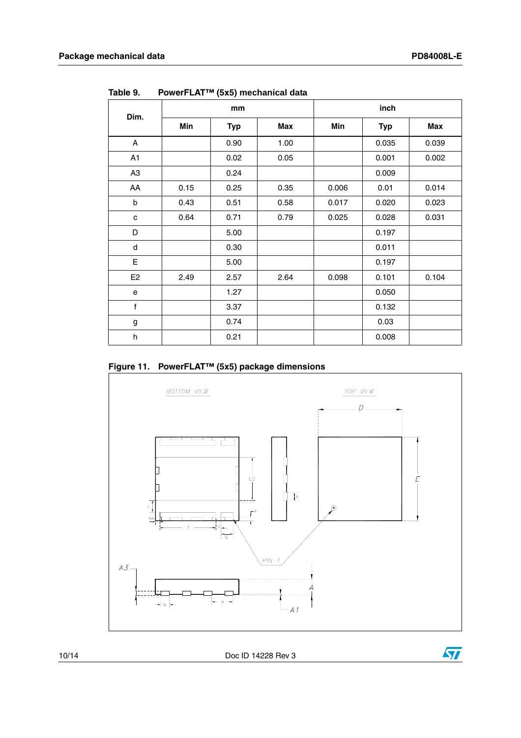Table 9. PowerFLAT™ (5x5) mechanical data

| Dim. | mm | | | inch | | |
|---|---|---|---|---|---|---|
| | Min | Typ | Max | Min | Typ | Max |
| A | | 0.90 | 1.00 | | 0.035 | 0.039 |
| A1 | | 0.02 | 0.05 | | 0.001 | 0.002 |
| A3 | | 0.24 | | | 0.009 | |
| AA | 0.15 | 0.25 | 0.35 | 0.006 | 0.01 | 0.014 |
| b | 0.43 | 0.51 | 0.58 | 0.017 | 0.020 | 0.023 |
| c | 0.64 | 0.71 | 0.79 | 0.025 | 0.028 | 0.031 |
| D | | 5.00 | | | 0.197 | |
| d | | 0.30 | | | 0.011 | |
| E | | 5.00 | | | 0.197 | |
| E2 | 2.49 | 2.57 | 2.64 | 0.098 | 0.101 | 0.104 |
| e | | 1.27 | | | 0.050 | |
| f | | 3.37 | | | 0.132 | |
| g | | 0.74 | | | 0.03 | |
| h | | 0.21 | | | 0.008 | |

Figure 11. PowerFLAT™ (5x5) package dimensions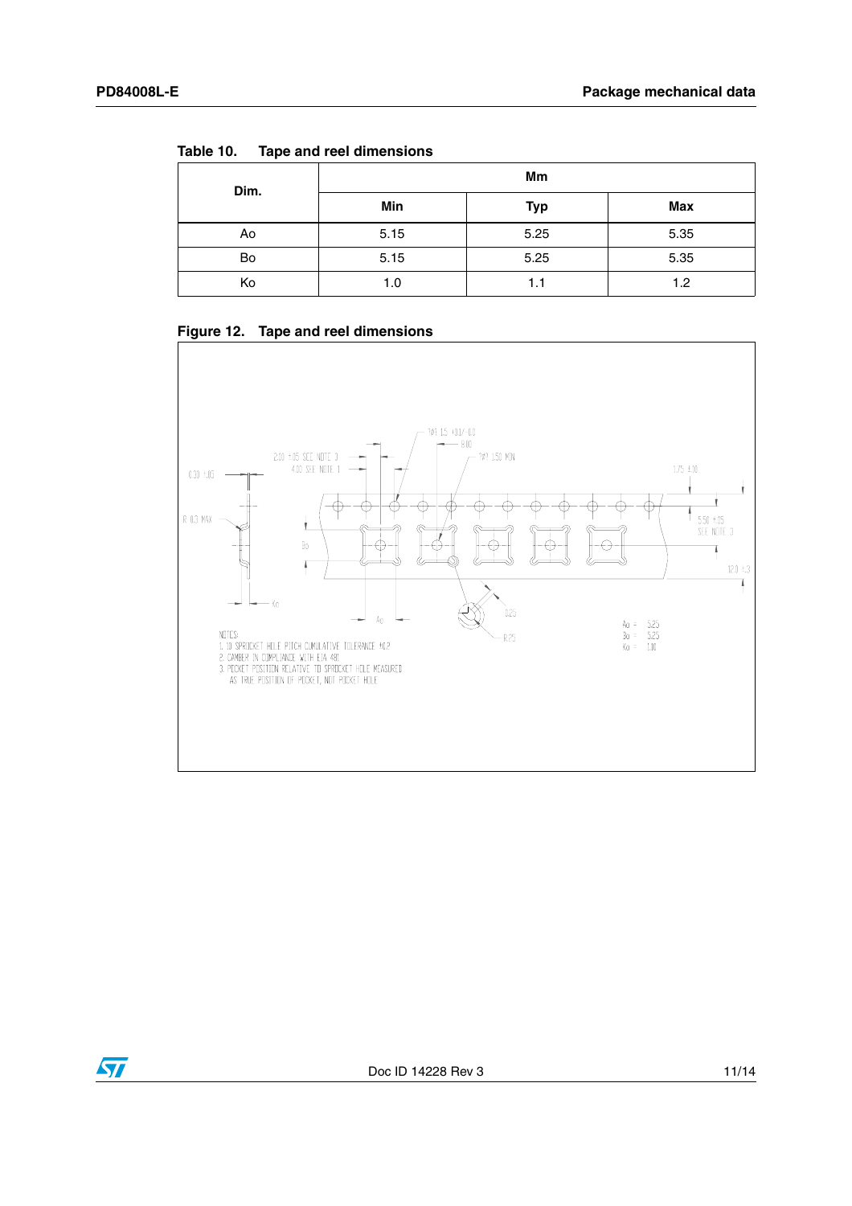Table 10. Tape and reel dimensions

| Dim. | Mm | | |
|---|---|---|---|
| | Min | Typ | Max |
| Ao | 5.15 | 5.25 | 5.35 |
| Bo | 5.15 | 5.25 | 5.35 |
| Ko | 1.0 | 1.1 | 1.2 |

Figure 12. Tape and reel dimensions

NOTES:
1. 10 SPROCKET HOLE PITCH CUMULATIVE TOLERANCE ±0.2
2. CAMBER IN COMPLIANCE WITH EIA 481
3. POCKET POSITION RELATIVE TO SPROCKET HOLE MEASURED AS TRUE POSITION OF POCKET, NOT POCKET HOLE

Ao = 5.25
Bo = 5.25
Ko = 1.10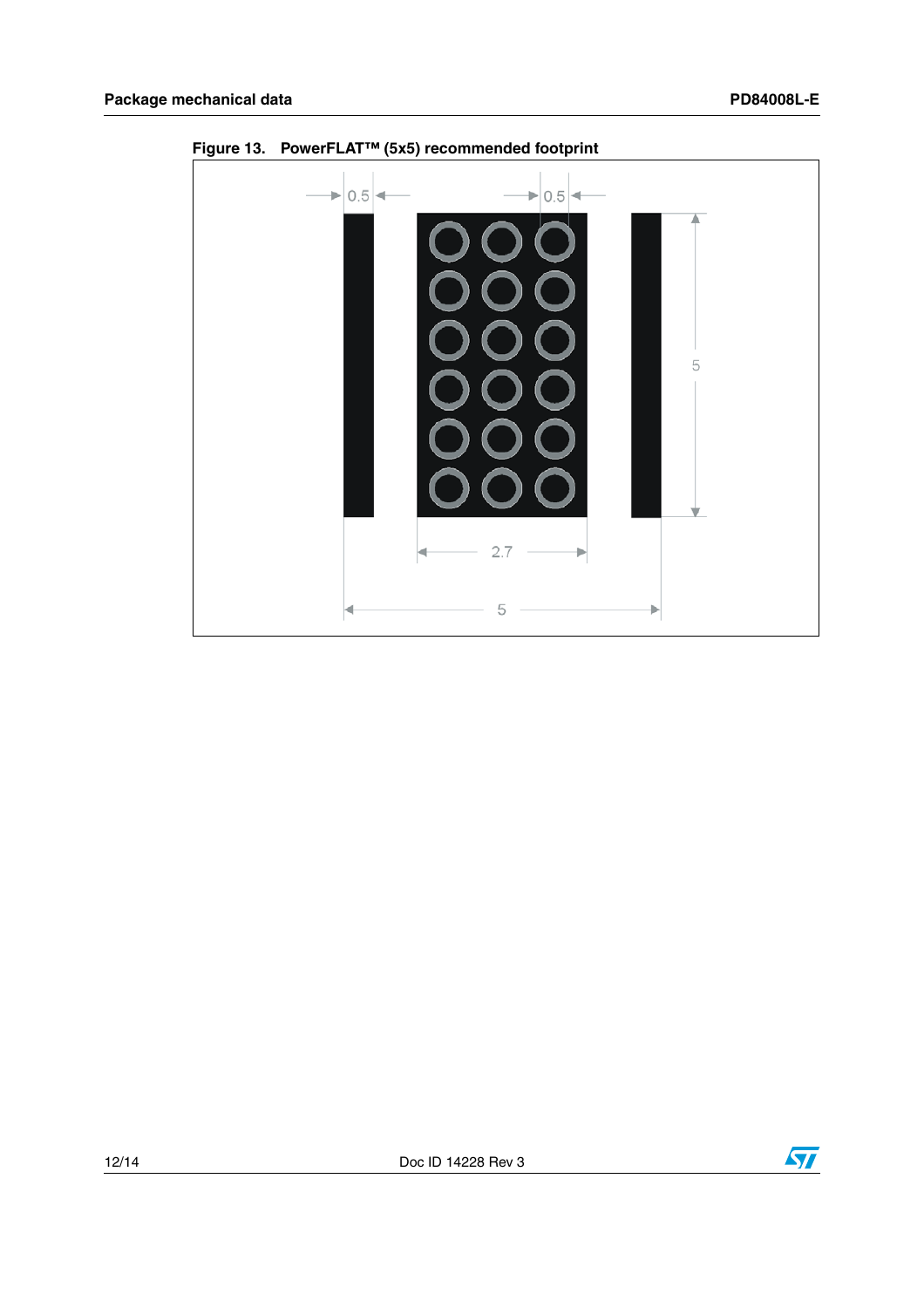Figure 13. PowerFLAT™ (5x5) recommended footprint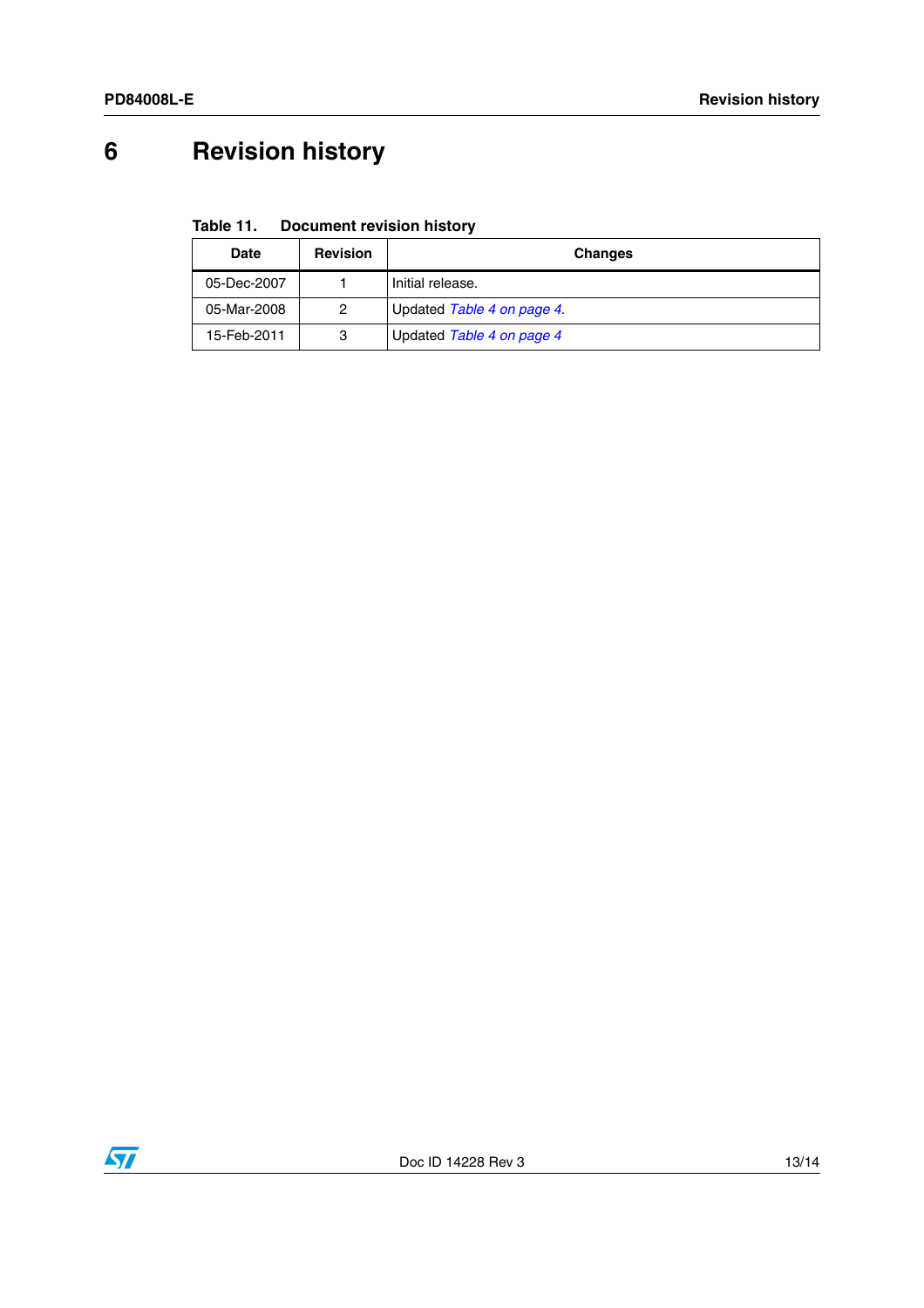# 6 Revision history

**Table 11. Document revision history**

| Date | Revision | Changes |
|---|---|---|
| 05-Dec-2007 | 1 | Initial release. |
| 05-Mar-2008 | 2 | Updated *Table 4 on page 4*. |
| 15-Feb-2011 | 3 | Updated *Table 4 on page 4* |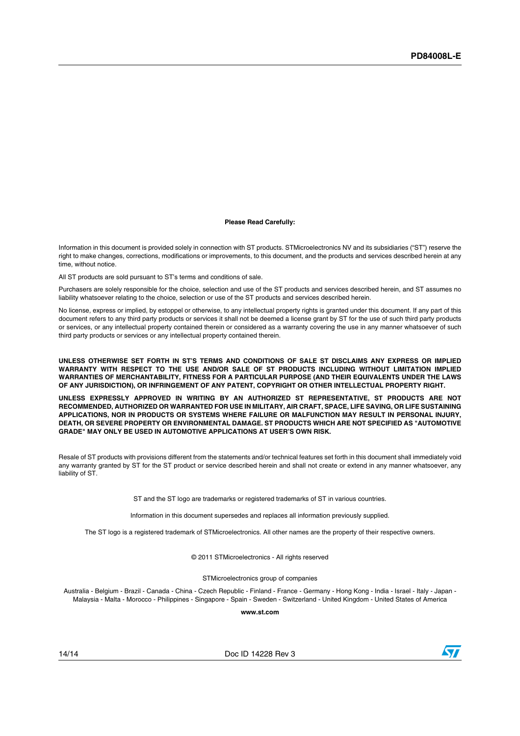**Please Read Carefully:**

Information in this document is provided solely in connection with ST products. STMicroelectronics NV and its subsidiaries ("ST") reserve the right to make changes, corrections, modifications or improvements, to this document, and the products and services described herein at any time, without notice.

All ST products are sold pursuant to ST's terms and conditions of sale.

Purchasers are solely responsible for the choice, selection and use of the ST products and services described herein, and ST assumes no liability whatsoever relating to the choice, selection or use of the ST products and services described herein.

No license, express or implied, by estoppel or otherwise, to any intellectual property rights is granted under this document. If any part of this document refers to any third party products or services it shall not be deemed a license grant by ST for the use of such third party products or services, or any intellectual property contained therein or considered as a warranty covering the use in any manner whatsoever of such third party products or services or any intellectual property contained therein.

**UNLESS OTHERWISE SET FORTH IN ST'S TERMS AND CONDITIONS OF SALE ST DISCLAIMS ANY EXPRESS OR IMPLIED WARRANTY WITH RESPECT TO THE USE AND/OR SALE OF ST PRODUCTS INCLUDING WITHOUT LIMITATION IMPLIED WARRANTIES OF MERCHANTABILITY, FITNESS FOR A PARTICULAR PURPOSE (AND THEIR EQUIVALENTS UNDER THE LAWS OF ANY JURISDICTION), OR INFRINGEMENT OF ANY PATENT, COPYRIGHT OR OTHER INTELLECTUAL PROPERTY RIGHT.**

**UNLESS EXPRESSLY APPROVED IN WRITING BY AN AUTHORIZED ST REPRESENTATIVE, ST PRODUCTS ARE NOT RECOMMENDED, AUTHORIZED OR WARRANTED FOR USE IN MILITARY, AIR CRAFT, SPACE, LIFE SAVING, OR LIFE SUSTAINING APPLICATIONS, NOR IN PRODUCTS OR SYSTEMS WHERE FAILURE OR MALFUNCTION MAY RESULT IN PERSONAL INJURY, DEATH, OR SEVERE PROPERTY OR ENVIRONMENTAL DAMAGE. ST PRODUCTS WHICH ARE NOT SPECIFIED AS "AUTOMOTIVE GRADE" MAY ONLY BE USED IN AUTOMOTIVE APPLICATIONS AT USER'S OWN RISK.**

Resale of ST products with provisions different from the statements and/or technical features set forth in this document shall immediately void any warranty granted by ST for the ST product or service described herein and shall not create or extend in any manner whatsoever, any liability of ST.

ST and the ST logo are trademarks or registered trademarks of ST in various countries.

Information in this document supersedes and replaces all information previously supplied.

The ST logo is a registered trademark of STMicroelectronics. All other names are the property of their respective owners.

© 2011 STMicroelectronics - All rights reserved

STMicroelectronics group of companies

Australia - Belgium - Brazil - Canada - China - Czech Republic - Finland - France - Germany - Hong Kong - India - Israel - Italy - Japan - Malaysia - Malta - Morocco - Philippines - Singapore - Spain - Sweden - Switzerland - United Kingdom - United States of America

**www.st.com**